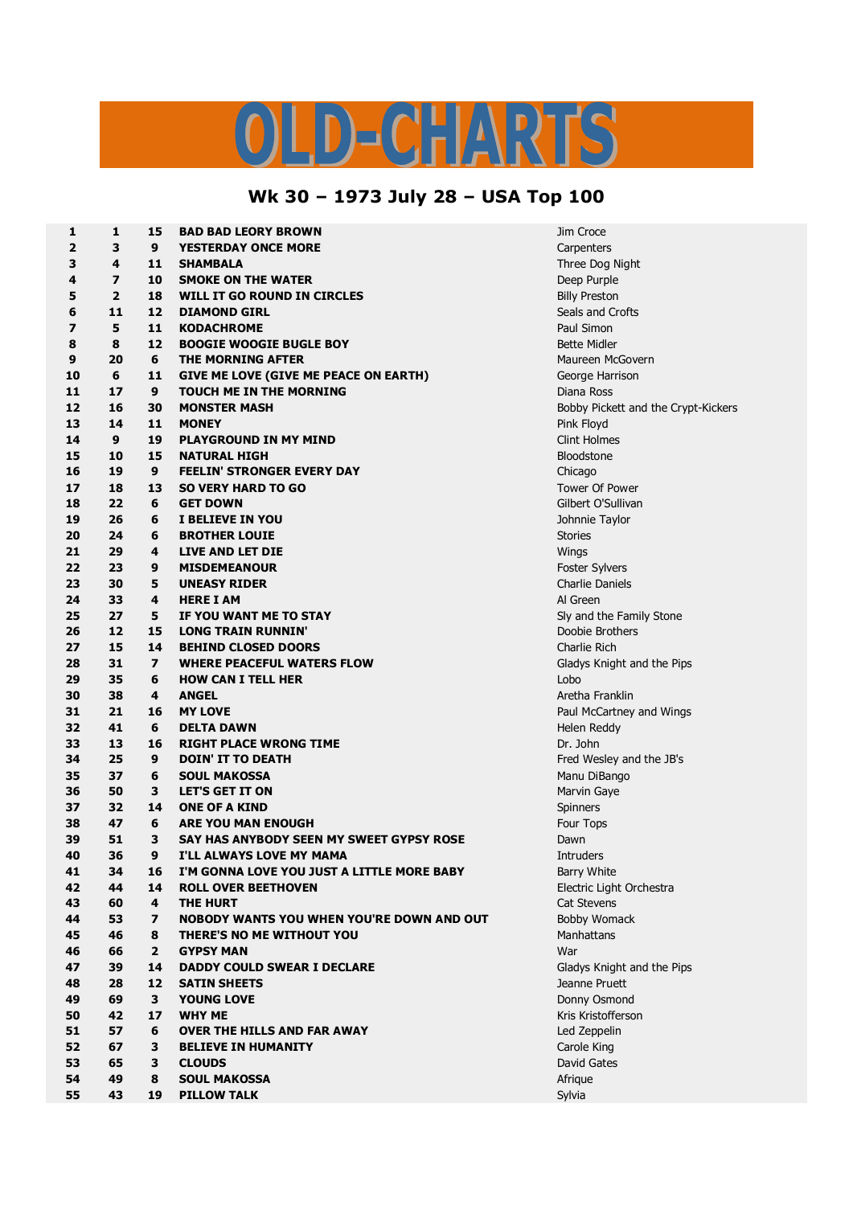# OLD-CHARTS

## Wk 30 – 1973 July 28 – USA Top 100

| | | | | |
|---|---|---|---|---|
| 1 | 1 | 15 | **BAD BAD LEORY BROWN** | Jim Croce |
| 2 | 3 | 9 | **YESTERDAY ONCE MORE** | Carpenters |
| 3 | 4 | 11 | **SHAMBALA** | Three Dog Night |
| 4 | 7 | 10 | **SMOKE ON THE WATER** | Deep Purple |
| 5 | 2 | 18 | **WILL IT GO ROUND IN CIRCLES** | Billy Preston |
| 6 | 11 | 12 | **DIAMOND GIRL** | Seals and Crofts |
| 7 | 5 | 11 | **KODACHROME** | Paul Simon |
| 8 | 8 | 12 | **BOOGIE WOOGIE BUGLE BOY** | Bette Midler |
| 9 | 20 | 6 | **THE MORNING AFTER** | Maureen McGovern |
| 10 | 6 | 11 | **GIVE ME LOVE (GIVE ME PEACE ON EARTH)** | George Harrison |
| 11 | 17 | 9 | **TOUCH ME IN THE MORNING** | Diana Ross |
| 12 | 16 | 30 | **MONSTER MASH** | Bobby Pickett and the Crypt-Kickers |
| 13 | 14 | 11 | **MONEY** | Pink Floyd |
| 14 | 9 | 19 | **PLAYGROUND IN MY MIND** | Clint Holmes |
| 15 | 10 | 15 | **NATURAL HIGH** | Bloodstone |
| 16 | 19 | 9 | **FEELIN' STRONGER EVERY DAY** | Chicago |
| 17 | 18 | 13 | **SO VERY HARD TO GO** | Tower Of Power |
| 18 | 22 | 6 | **GET DOWN** | Gilbert O'Sullivan |
| 19 | 26 | 6 | **I BELIEVE IN YOU** | Johnnie Taylor |
| 20 | 24 | 6 | **BROTHER LOUIE** | Stories |
| 21 | 29 | 4 | **LIVE AND LET DIE** | Wings |
| 22 | 23 | 9 | **MISDEMEANOUR** | Foster Sylvers |
| 23 | 30 | 5 | **UNEASY RIDER** | Charlie Daniels |
| 24 | 33 | 4 | **HERE I AM** | Al Green |
| 25 | 27 | 5 | **IF YOU WANT ME TO STAY** | Sly and the Family Stone |
| 26 | 12 | 15 | **LONG TRAIN RUNNIN'** | Doobie Brothers |
| 27 | 15 | 14 | **BEHIND CLOSED DOORS** | Charlie Rich |
| 28 | 31 | 7 | **WHERE PEACEFUL WATERS FLOW** | Gladys Knight and the Pips |
| 29 | 35 | 6 | **HOW CAN I TELL HER** | Lobo |
| 30 | 38 | 4 | **ANGEL** | Aretha Franklin |
| 31 | 21 | 16 | **MY LOVE** | Paul McCartney and Wings |
| 32 | 41 | 6 | **DELTA DAWN** | Helen Reddy |
| 33 | 13 | 16 | **RIGHT PLACE WRONG TIME** | Dr. John |
| 34 | 25 | 9 | **DOIN' IT TO DEATH** | Fred Wesley and the JB's |
| 35 | 37 | 6 | **SOUL MAKOSSA** | Manu DiBango |
| 36 | 50 | 3 | **LET'S GET IT ON** | Marvin Gaye |
| 37 | 32 | 14 | **ONE OF A KIND** | Spinners |
| 38 | 47 | 6 | **ARE YOU MAN ENOUGH** | Four Tops |
| 39 | 51 | 3 | **SAY HAS ANYBODY SEEN MY SWEET GYPSY ROSE** | Dawn |
| 40 | 36 | 9 | **I'LL ALWAYS LOVE MY MAMA** | Intruders |
| 41 | 34 | 16 | **I'M GONNA LOVE YOU JUST A LITTLE MORE BABY** | Barry White |
| 42 | 44 | 14 | **ROLL OVER BEETHOVEN** | Electric Light Orchestra |
| 43 | 60 | 4 | **THE HURT** | Cat Stevens |
| 44 | 53 | 7 | **NOBODY WANTS YOU WHEN YOU'RE DOWN AND OUT** | Bobby Womack |
| 45 | 46 | 8 | **THERE'S NO ME WITHOUT YOU** | Manhattans |
| 46 | 66 | 2 | **GYPSY MAN** | War |
| 47 | 39 | 14 | **DADDY COULD SWEAR I DECLARE** | Gladys Knight and the Pips |
| 48 | 28 | 12 | **SATIN SHEETS** | Jeanne Pruett |
| 49 | 69 | 3 | **YOUNG LOVE** | Donny Osmond |
| 50 | 42 | 17 | **WHY ME** | Kris Kristofferson |
| 51 | 57 | 6 | **OVER THE HILLS AND FAR AWAY** | Led Zeppelin |
| 52 | 67 | 3 | **BELIEVE IN HUMANITY** | Carole King |
| 53 | 65 | 3 | **CLOUDS** | David Gates |
| 54 | 49 | 8 | **SOUL MAKOSSA** | Afrique |
| 55 | 43 | 19 | **PILLOW TALK** | Sylvia |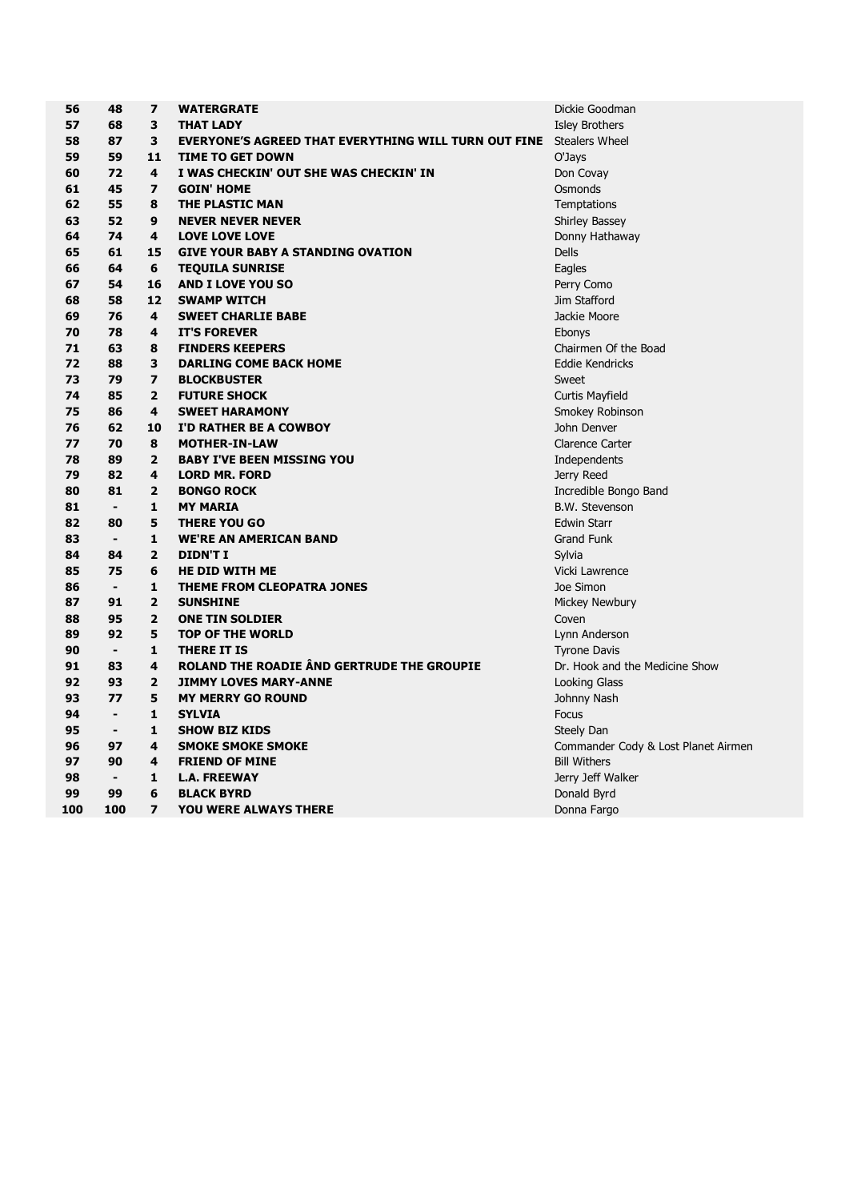| | | | | |
|---|---|---|---|---|
| **56** | **48** | **7** | **WATERGRATE** | Dickie Goodman |
| **57** | **68** | **3** | **THAT LADY** | Isley Brothers |
| **58** | **87** | **3** | **EVERYONE'S AGREED THAT EVERYTHING WILL TURN OUT FINE** | Stealers Wheel |
| **59** | **59** | **11** | **TIME TO GET DOWN** | O'Jays |
| **60** | **72** | **4** | **I WAS CHECKIN' OUT SHE WAS CHECKIN' IN** | Don Covay |
| **61** | **45** | **7** | **GOIN' HOME** | Osmonds |
| **62** | **55** | **8** | **THE PLASTIC MAN** | Temptations |
| **63** | **52** | **9** | **NEVER NEVER NEVER** | Shirley Bassey |
| **64** | **74** | **4** | **LOVE LOVE LOVE** | Donny Hathaway |
| **65** | **61** | **15** | **GIVE YOUR BABY A STANDING OVATION** | Dells |
| **66** | **64** | **6** | **TEQUILA SUNRISE** | Eagles |
| **67** | **54** | **16** | **AND I LOVE YOU SO** | Perry Como |
| **68** | **58** | **12** | **SWAMP WITCH** | Jim Stafford |
| **69** | **76** | **4** | **SWEET CHARLIE BABE** | Jackie Moore |
| **70** | **78** | **4** | **IT'S FOREVER** | Ebonys |
| **71** | **63** | **8** | **FINDERS KEEPERS** | Chairmen Of the Boad |
| **72** | **88** | **3** | **DARLING COME BACK HOME** | Eddie Kendricks |
| **73** | **79** | **7** | **BLOCKBUSTER** | Sweet |
| **74** | **85** | **2** | **FUTURE SHOCK** | Curtis Mayfield |
| **75** | **86** | **4** | **SWEET HARAMONY** | Smokey Robinson |
| **76** | **62** | **10** | **I'D RATHER BE A COWBOY** | John Denver |
| **77** | **70** | **8** | **MOTHER-IN-LAW** | Clarence Carter |
| **78** | **89** | **2** | **BABY I'VE BEEN MISSING YOU** | Independents |
| **79** | **82** | **4** | **LORD MR. FORD** | Jerry Reed |
| **80** | **81** | **2** | **BONGO ROCK** | Incredible Bongo Band |
| **81** | **-** | **1** | **MY MARIA** | B.W. Stevenson |
| **82** | **80** | **5** | **THERE YOU GO** | Edwin Starr |
| **83** | **-** | **1** | **WE'RE AN AMERICAN BAND** | Grand Funk |
| **84** | **84** | **2** | **DIDN'T I** | Sylvia |
| **85** | **75** | **6** | **HE DID WITH ME** | Vicki Lawrence |
| **86** | **-** | **1** | **THEME FROM CLEOPATRA JONES** | Joe Simon |
| **87** | **91** | **2** | **SUNSHINE** | Mickey Newbury |
| **88** | **95** | **2** | **ONE TIN SOLDIER** | Coven |
| **89** | **92** | **5** | **TOP OF THE WORLD** | Lynn Anderson |
| **90** | **-** | **1** | **THERE IT IS** | Tyrone Davis |
| **91** | **83** | **4** | **ROLAND THE ROADIE ÂND GERTRUDE THE GROUPIE** | Dr. Hook and the Medicine Show |
| **92** | **93** | **2** | **JIMMY LOVES MARY-ANNE** | Looking Glass |
| **93** | **77** | **5** | **MY MERRY GO ROUND** | Johnny Nash |
| **94** | **-** | **1** | **SYLVIA** | Focus |
| **95** | **-** | **1** | **SHOW BIZ KIDS** | Steely Dan |
| **96** | **97** | **4** | **SMOKE SMOKE SMOKE** | Commander Cody & Lost Planet Airmen |
| **97** | **90** | **4** | **FRIEND OF MINE** | Bill Withers |
| **98** | **-** | **1** | **L.A. FREEWAY** | Jerry Jeff Walker |
| **99** | **99** | **6** | **BLACK BYRD** | Donald Byrd |
| **100** | **100** | **7** | **YOU WERE ALWAYS THERE** | Donna Fargo |